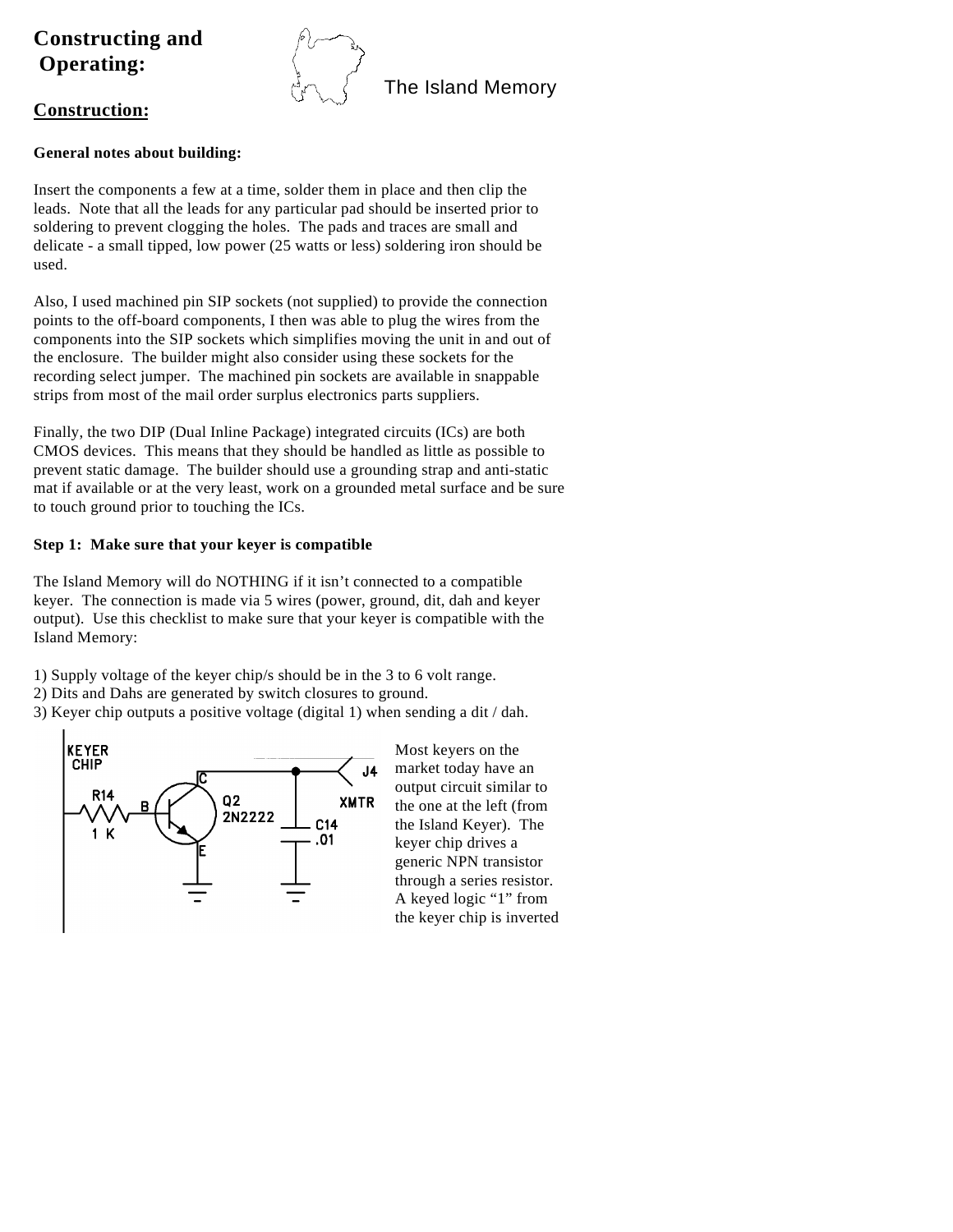# Constructing and Operating:

The Island Memory

## Construction:

**General notes about building:**

Insert the components a few at a time, solder them in place and then clip the leads. Note that all the leads for any particular pad should be inserted prior to soldering to prevent clogging the holes. The pads and traces are small and delicate - a small tipped, low power (25 watts or less) soldering iron should be used.

Also, I used machined pin SIP sockets (not supplied) to provide the connection points to the off-board components, I then was able to plug the wires from the components into the SIP sockets which simplifies moving the unit in and out of the enclosure. The builder might also consider using these sockets for the recording select jumper. The machined pin sockets are available in snappable strips from most of the mail order surplus electronics parts suppliers.

Finally, the two DIP (Dual Inline Package) integrated circuits (ICs) are both CMOS devices. This means that they should be handled as little as possible to prevent static damage. The builder should use a grounding strap and anti-static mat if available or at the very least, work on a grounded metal surface and be sure to touch ground prior to touching the ICs.

**Step 1: Make sure that your keyer is compatible**

The Island Memory will do NOTHING if it isn't connected to a compatible keyer. The connection is made via 5 wires (power, ground, dit, dah and keyer output). Use this checklist to make sure that your keyer is compatible with the Island Memory:

1) Supply voltage of the keyer chip/s should be in the 3 to 6 volt range.
2) Dits and Dahs are generated by switch closures to ground.
3) Keyer chip outputs a positive voltage (digital 1) when sending a dit / dah.

KEYER CHIP — R14 1 K — B — Q2 2N2222 — C — J4 XMTR — C14 .01 — E

Most keyers on the market today have an output circuit similar to the one at the left (from the Island Keyer). The keyer chip drives a generic NPN transistor through a series resistor. A keyed logic "1" from the keyer chip is inverted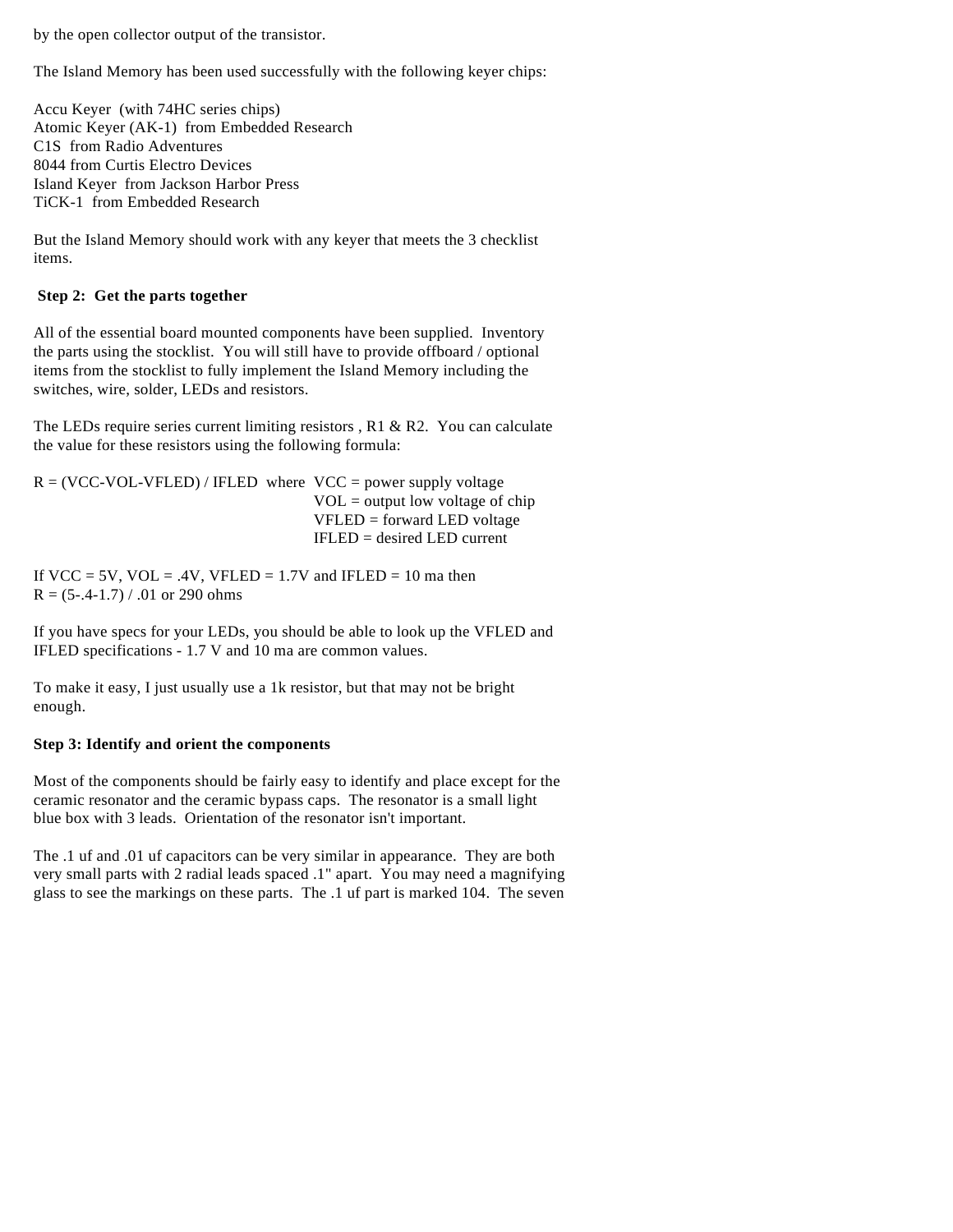by the open collector output of the transistor.

The Island Memory has been used successfully with the following keyer chips:

Accu Keyer (with 74HC series chips)
Atomic Keyer (AK-1) from Embedded Research
C1S from Radio Adventures
8044 from Curtis Electro Devices
Island Keyer from Jackson Harbor Press
TiCK-1 from Embedded Research

But the Island Memory should work with any keyer that meets the 3 checklist items.

### Step 2: Get the parts together

All of the essential board mounted components have been supplied. Inventory the parts using the stocklist. You will still have to provide offboard / optional items from the stocklist to fully implement the Island Memory including the switches, wire, solder, LEDs and resistors.

The LEDs require series current limiting resistors , R1 & R2. You can calculate the value for these resistors using the following formula:

R = (VCC-VOL-VFLED) / IFLED where VCC = power supply voltage
VOL = output low voltage of chip
VFLED = forward LED voltage
IFLED = desired LED current

If VCC = 5V, VOL = .4V, VFLED = 1.7V and IFLED = 10 ma then
R = (5-.4-1.7) / .01 or 290 ohms

If you have specs for your LEDs, you should be able to look up the VFLED and IFLED specifications - 1.7 V and 10 ma are common values.

To make it easy, I just usually use a 1k resistor, but that may not be bright enough.

### Step 3: Identify and orient the components

Most of the components should be fairly easy to identify and place except for the ceramic resonator and the ceramic bypass caps. The resonator is a small light blue box with 3 leads. Orientation of the resonator isn't important.

The .1 uf and .01 uf capacitors can be very similar in appearance. They are both very small parts with 2 radial leads spaced .1" apart. You may need a magnifying glass to see the markings on these parts. The .1 uf part is marked 104. The seven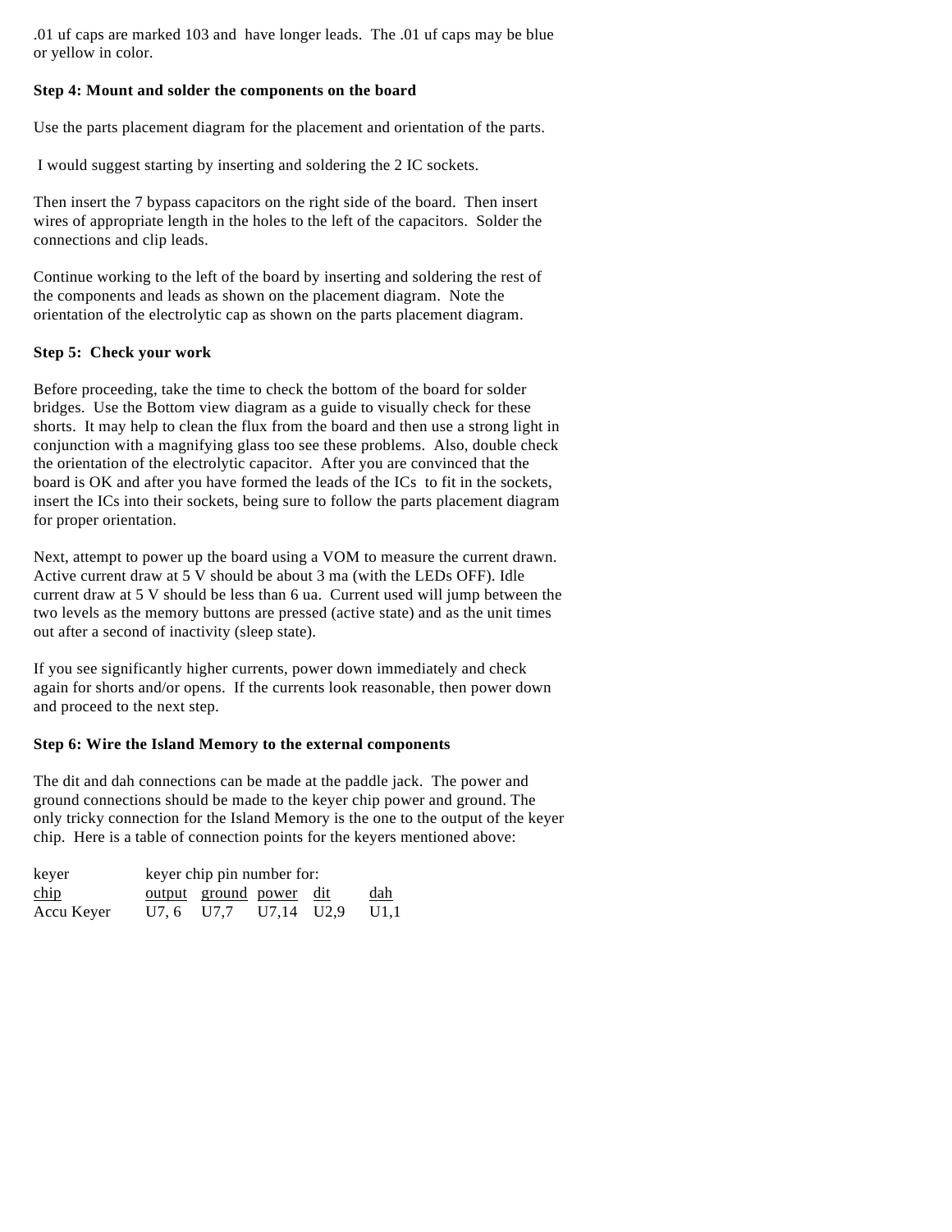.01 uf caps are marked 103 and have longer leads. The .01 uf caps may be blue or yellow in color.

**Step 4: Mount and solder the components on the board**

Use the parts placement diagram for the placement and orientation of the parts.

I would suggest starting by inserting and soldering the 2 IC sockets.

Then insert the 7 bypass capacitors on the right side of the board. Then insert wires of appropriate length in the holes to the left of the capacitors. Solder the connections and clip leads.

Continue working to the left of the board by inserting and soldering the rest of the components and leads as shown on the placement diagram. Note the orientation of the electrolytic cap as shown on the parts placement diagram.

**Step 5: Check your work**

Before proceeding, take the time to check the bottom of the board for solder bridges. Use the Bottom view diagram as a guide to visually check for these shorts. It may help to clean the flux from the board and then use a strong light in conjunction with a magnifying glass too see these problems. Also, double check the orientation of the electrolytic capacitor. After you are convinced that the board is OK and after you have formed the leads of the ICs to fit in the sockets, insert the ICs into their sockets, being sure to follow the parts placement diagram for proper orientation.

Next, attempt to power up the board using a VOM to measure the current drawn. Active current draw at 5 V should be about 3 ma (with the LEDs OFF). Idle current draw at 5 V should be less than 6 ua. Current used will jump between the two levels as the memory buttons are pressed (active state) and as the unit times out after a second of inactivity (sleep state).

If you see significantly higher currents, power down immediately and check again for shorts and/or opens. If the currents look reasonable, then power down and proceed to the next step.

**Step 6: Wire the Island Memory to the external components**

The dit and dah connections can be made at the paddle jack. The power and ground connections should be made to the keyer chip power and ground. The only tricky connection for the Island Memory is the one to the output of the keyer chip. Here is a table of connection points for the keyers mentioned above:

| keyer chip | keyer chip pin number for: output | ground | power | dit | dah |
|---|---|---|---|---|---|
| Accu Keyer | U7, 6 | U7,7 | U7,14 | U2,9 | U1,1 |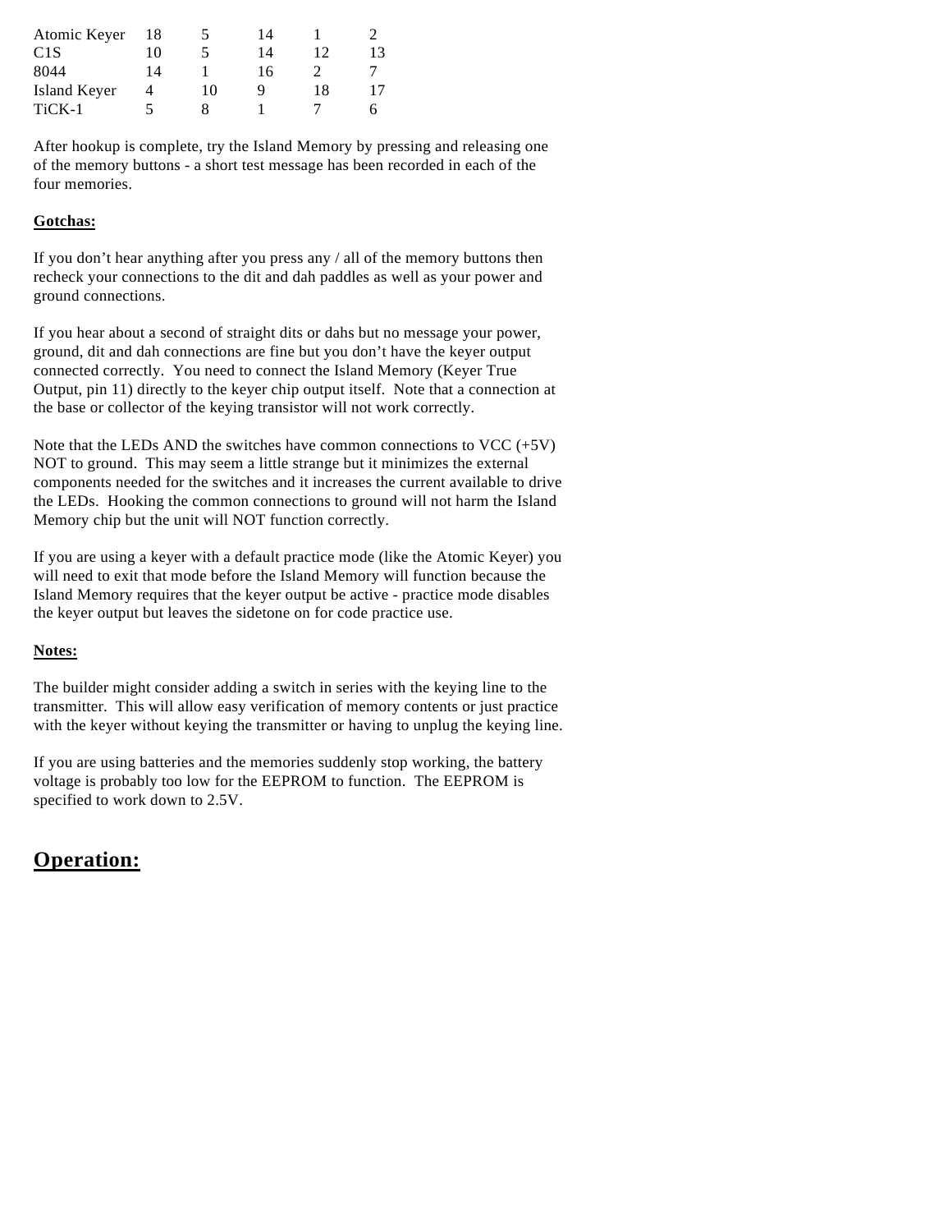| | | | | | |
|---|---|---|---|---|---|
| Atomic Keyer | 18 | 5 | 14 | 1 | 2 |
| C1S | 10 | 5 | 14 | 12 | 13 |
| 8044 | 14 | 1 | 16 | 2 | 7 |
| Island Keyer | 4 | 10 | 9 | 18 | 17 |
| TiCK-1 | 5 | 8 | 1 | 7 | 6 |

After hookup is complete, try the Island Memory by pressing and releasing one of the memory buttons - a short test message has been recorded in each of the four memories.

**Gotchas:**

If you don't hear anything after you press any / all of the memory buttons then recheck your connections to the dit and dah paddles as well as your power and ground connections.

If you hear about a second of straight dits or dahs but no message your power, ground, dit and dah connections are fine but you don't have the keyer output connected correctly. You need to connect the Island Memory (Keyer True Output, pin 11) directly to the keyer chip output itself. Note that a connection at the base or collector of the keying transistor will not work correctly.

Note that the LEDs AND the switches have common connections to VCC (+5V) NOT to ground. This may seem a little strange but it minimizes the external components needed for the switches and it increases the current available to drive the LEDs. Hooking the common connections to ground will not harm the Island Memory chip but the unit will NOT function correctly.

If you are using a keyer with a default practice mode (like the Atomic Keyer) you will need to exit that mode before the Island Memory will function because the Island Memory requires that the keyer output be active - practice mode disables the keyer output but leaves the sidetone on for code practice use.

**Notes:**

The builder might consider adding a switch in series with the keying line to the transmitter. This will allow easy verification of memory contents or just practice with the keyer without keying the transmitter or having to unplug the keying line.

If you are using batteries and the memories suddenly stop working, the battery voltage is probably too low for the EEPROM to function. The EEPROM is specified to work down to 2.5V.

## Operation: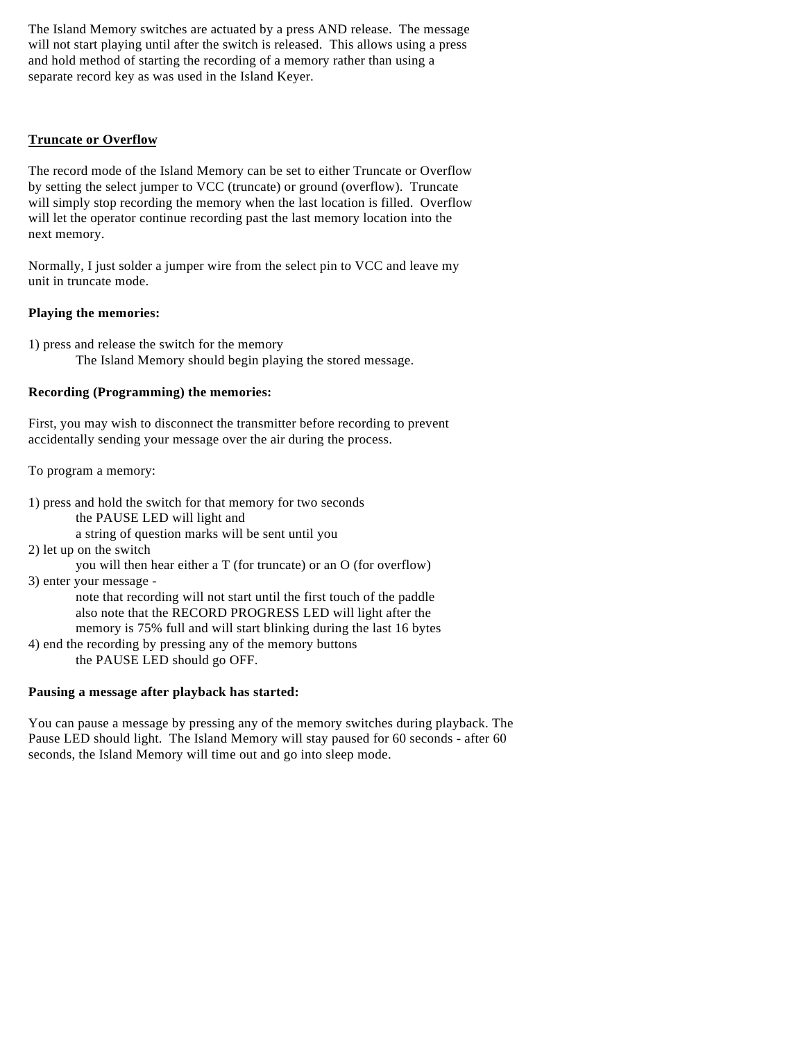The Island Memory switches are actuated by a press AND release. The message will not start playing until after the switch is released. This allows using a press and hold method of starting the recording of a memory rather than using a separate record key as was used in the Island Keyer.

## Truncate or Overflow

The record mode of the Island Memory can be set to either Truncate or Overflow by setting the select jumper to VCC (truncate) or ground (overflow). Truncate will simply stop recording the memory when the last location is filled. Overflow will let the operator continue recording past the last memory location into the next memory.

Normally, I just solder a jumper wire from the select pin to VCC and leave my unit in truncate mode.

**Playing the memories:**

1) press and release the switch for the memory
    The Island Memory should begin playing the stored message.

**Recording (Programming) the memories:**

First, you may wish to disconnect the transmitter before recording to prevent accidentally sending your message over the air during the process.

To program a memory:

1) press and hold the switch for that memory for two seconds
    the PAUSE LED will light and
    a string of question marks will be sent until you
2) let up on the switch
    you will then hear either a T (for truncate) or an O (for overflow)
3) enter your message -
    note that recording will not start until the first touch of the paddle
    also note that the RECORD PROGRESS LED will light after the
    memory is 75% full and will start blinking during the last 16 bytes
4) end the recording by pressing any of the memory buttons
    the PAUSE LED should go OFF.

**Pausing a message after playback has started:**

You can pause a message by pressing any of the memory switches during playback. The Pause LED should light. The Island Memory will stay paused for 60 seconds - after 60 seconds, the Island Memory will time out and go into sleep mode.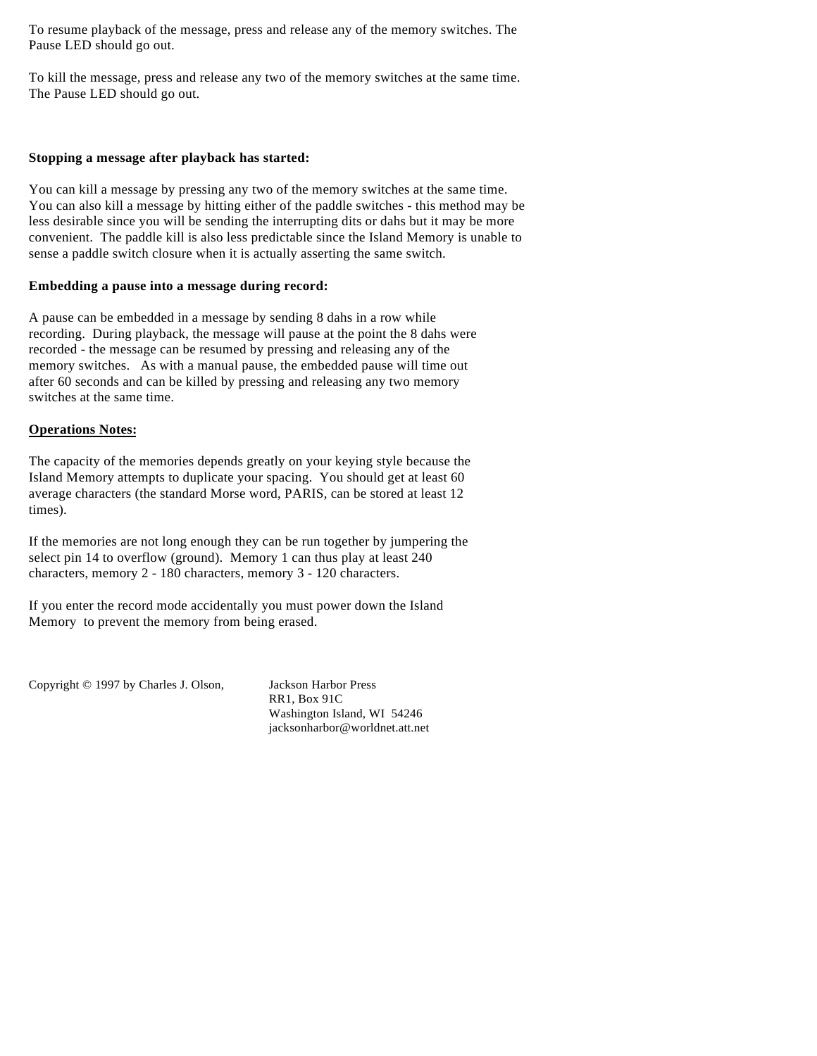To resume playback of the message, press and release any of the memory switches. The Pause LED should go out.

To kill the message, press and release any two of the memory switches at the same time. The Pause LED should go out.

**Stopping a message after playback has started:**

You can kill a message by pressing any two of the memory switches at the same time. You can also kill a message by hitting either of the paddle switches - this method may be less desirable since you will be sending the interrupting dits or dahs but it may be more convenient. The paddle kill is also less predictable since the Island Memory is unable to sense a paddle switch closure when it is actually asserting the same switch.

**Embedding a pause into a message during record:**

A pause can be embedded in a message by sending 8 dahs in a row while recording. During playback, the message will pause at the point the 8 dahs were recorded - the message can be resumed by pressing and releasing any of the memory switches. As with a manual pause, the embedded pause will time out after 60 seconds and can be killed by pressing and releasing any two memory switches at the same time.

**<u>Operations Notes:</u>**

The capacity of the memories depends greatly on your keying style because the Island Memory attempts to duplicate your spacing. You should get at least 60 average characters (the standard Morse word, PARIS, can be stored at least 12 times).

If the memories are not long enough they can be run together by jumpering the select pin 14 to overflow (ground). Memory 1 can thus play at least 240 characters, memory 2 - 180 characters, memory 3 - 120 characters.

If you enter the record mode accidentally you must power down the Island Memory to prevent the memory from being erased.

Copyright © 1997 by Charles J. Olson,

Jackson Harbor Press
RR1, Box 91C
Washington Island, WI 54246
jacksonharbor@worldnet.att.net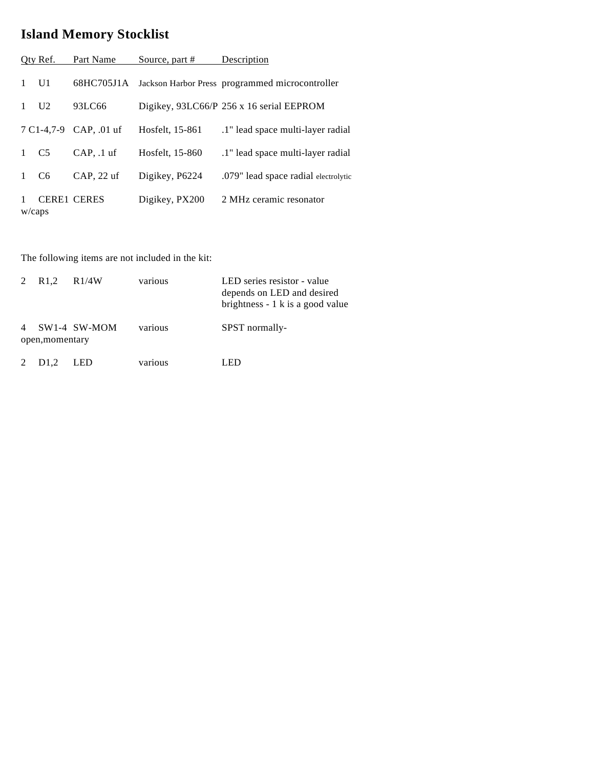# Island Memory Stocklist

| Qty | Ref. | Part Name | Source, part # | Description |
|---|---|---|---|---|
| 1 | U1 | 68HC705J1A | Jackson Harbor Press | programmed microcontroller |
| 1 | U2 | 93LC66 | Digikey, 93LC66/P | 256 x 16 serial EEPROM |
| 7 | C1-4,7-9 | CAP, .01 uf | Hosfelt, 15-861 | .1" lead space multi-layer radial |
| 1 | C5 | CAP, .1 uf | Hosfelt, 15-860 | .1" lead space multi-layer radial |
| 1 | C6 | CAP, 22 uf | Digikey, P6224 | .079" lead space radial electrolytic |
| 1 | CERE1 | CERES w/caps | Digikey, PX200 | 2 MHz ceramic resonator |

The following items are not included in the kit:

| Qty | Ref. | Part Name | Source, part # | Description |
|---|---|---|---|---|
| 2 | R1,2 | R1/4W | various | LED series resistor - value depends on LED and desired brightness - 1 k is a good value |
| 4 | SW1-4 | SW-MOM | various | SPST normally-open,momentary |
| 2 | D1,2 | LED | various | LED |